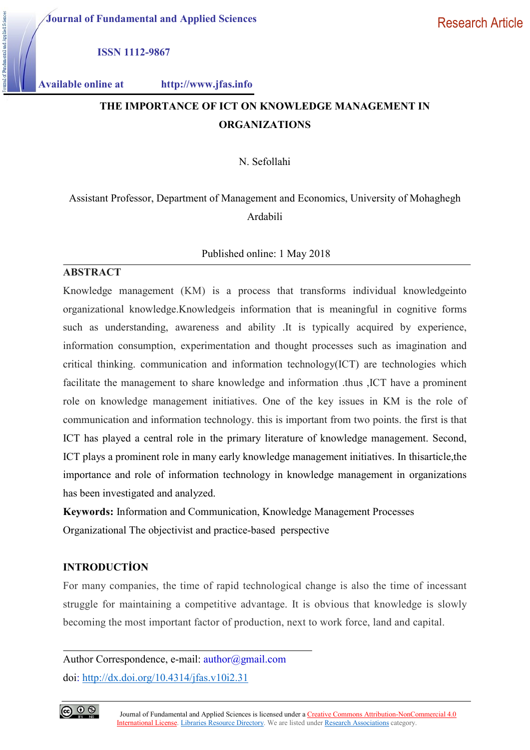Journal of Fundamental and Applied Sciences

ISSN 1112-9867

Available online at http://www.jfas.info

Research Article

# THE IMPORTANCE OF ICT ON KNOWLEDGE MANAGEMENT IN ORGANIZATIONS

N. Sefollahi

Assistant Professor, Department of Management and Economics, University of Mohaghegh Ardabili

Published online: 1 May 2018

## ABSTRACT

Knowledge management (KM) is a process that transforms individual knowledgeinto organizational knowledge.Knowledgeis information that is meaningful in cognitive forms such as understanding, awareness and ability .It is typically acquired by experience, information consumption, experimentation and thought processes such as imagination and critical thinking. communication and information technology(ICT) are technologies which facilitate the management to share knowledge and information .thus ,ICT have a prominent role on knowledge management initiatives. One of the key issues in KM is the role of communication and information technology. this is important from two points. the first is that ICT has played a central role in the primary literature of knowledge management. Second, ICT plays a prominent role in many early knowledge management initiatives. In thisarticle,the importance and role of information technology in knowledge management in organizations has been investigated and analyzed.

**Keywords:** Information and Communication, Knowledge Management Processes Organizational The objectivist and practice-based perspective

## INTRODUCTİON

For many companies, the time of rapid technological change is also the time of incessant struggle for maintaining a competitive advantage. It is obvious that knowledge is slowly becoming the most important factor of production, next to work force, land and capital.

---

Author Correspondence, e-mail: author@gmail.com

doi: http://dx.doi.org/10.4314/jfas.v10i2.31

Journal of Fundamental and Applied Sciences is licensed under a Creative Commons Attribution-NonCommercial 4.0 International License. Libraries Resource Directory. We are listed under Research Associations category.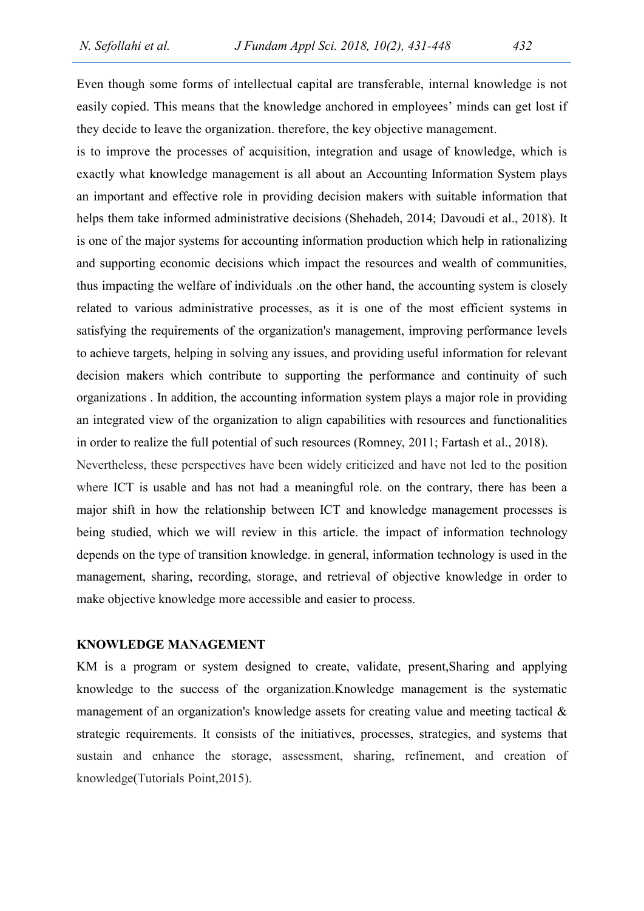Even though some forms of intellectual capital are transferable, internal knowledge is not easily copied. This means that the knowledge anchored in employees' minds can get lost if they decide to leave the organization. therefore, the key objective management.

is to improve the processes of acquisition, integration and usage of knowledge, which is exactly what knowledge management is all about an Accounting Information System plays an important and effective role in providing decision makers with suitable information that helps them take informed administrative decisions (Shehadeh, 2014; Davoudi et al., 2018). It is one of the major systems for accounting information production which help in rationalizing and supporting economic decisions which impact the resources and wealth of communities, thus impacting the welfare of individuals .on the other hand, the accounting system is closely related to various administrative processes, as it is one of the most efficient systems in satisfying the requirements of the organization's management, improving performance levels to achieve targets, helping in solving any issues, and providing useful information for relevant decision makers which contribute to supporting the performance and continuity of such organizations . In addition, the accounting information system plays a major role in providing an integrated view of the organization to align capabilities with resources and functionalities in order to realize the full potential of such resources (Romney, 2011; Fartash et al., 2018).

Nevertheless, these perspectives have been widely criticized and have not led to the position where ICT is usable and has not had a meaningful role. on the contrary, there has been a major shift in how the relationship between ICT and knowledge management processes is being studied, which we will review in this article. the impact of information technology depends on the type of transition knowledge. in general, information technology is used in the management, sharing, recording, storage, and retrieval of objective knowledge in order to make objective knowledge more accessible and easier to process.

## KNOWLEDGE MANAGEMENT

KM is a program or system designed to create, validate, present,Sharing and applying knowledge to the success of the organization.Knowledge management is the systematic management of an organization's knowledge assets for creating value and meeting tactical & strategic requirements. It consists of the initiatives, processes, strategies, and systems that sustain and enhance the storage, assessment, sharing, refinement, and creation of knowledge(Tutorials Point,2015).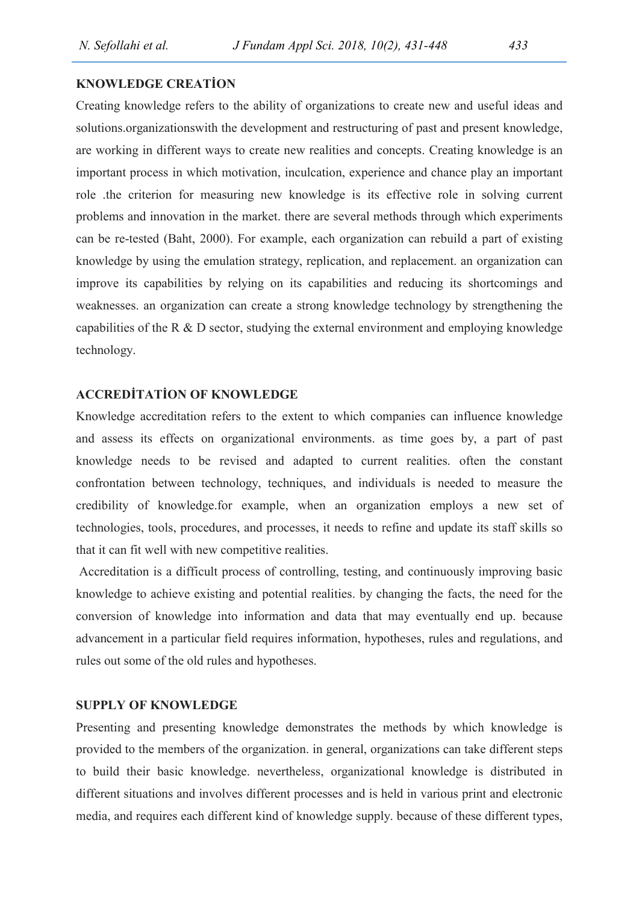## KNOWLEDGE CREATİON

Creating knowledge refers to the ability of organizations to create new and useful ideas and solutions.organizationswith the development and restructuring of past and present knowledge, are working in different ways to create new realities and concepts. Creating knowledge is an important process in which motivation, inculcation, experience and chance play an important role .the criterion for measuring new knowledge is its effective role in solving current problems and innovation in the market. there are several methods through which experiments can be re-tested (Baht, 2000). For example, each organization can rebuild a part of existing knowledge by using the emulation strategy, replication, and replacement. an organization can improve its capabilities by relying on its capabilities and reducing its shortcomings and weaknesses. an organization can create a strong knowledge technology by strengthening the capabilities of the R & D sector, studying the external environment and employing knowledge technology.

## ACCREDİTATİON OF KNOWLEDGE

Knowledge accreditation refers to the extent to which companies can influence knowledge and assess its effects on organizational environments. as time goes by, a part of past knowledge needs to be revised and adapted to current realities. often the constant confrontation between technology, techniques, and individuals is needed to measure the credibility of knowledge.for example, when an organization employs a new set of technologies, tools, procedures, and processes, it needs to refine and update its staff skills so that it can fit well with new competitive realities.

Accreditation is a difficult process of controlling, testing, and continuously improving basic knowledge to achieve existing and potential realities. by changing the facts, the need for the conversion of knowledge into information and data that may eventually end up. because advancement in a particular field requires information, hypotheses, rules and regulations, and rules out some of the old rules and hypotheses.

## SUPPLY OF KNOWLEDGE

Presenting and presenting knowledge demonstrates the methods by which knowledge is provided to the members of the organization. in general, organizations can take different steps to build their basic knowledge. nevertheless, organizational knowledge is distributed in different situations and involves different processes and is held in various print and electronic media, and requires each different kind of knowledge supply. because of these different types,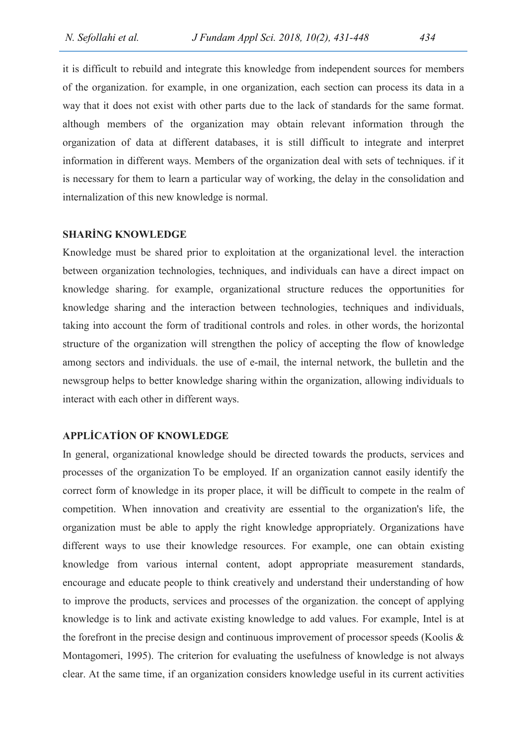it is difficult to rebuild and integrate this knowledge from independent sources for members of the organization. for example, in one organization, each section can process its data in a way that it does not exist with other parts due to the lack of standards for the same format. although members of the organization may obtain relevant information through the organization of data at different databases, it is still difficult to integrate and interpret information in different ways. Members of the organization deal with sets of techniques. if it is necessary for them to learn a particular way of working, the delay in the consolidation and internalization of this new knowledge is normal.

## SHARİNG KNOWLEDGE

Knowledge must be shared prior to exploitation at the organizational level. the interaction between organization technologies, techniques, and individuals can have a direct impact on knowledge sharing. for example, organizational structure reduces the opportunities for knowledge sharing and the interaction between technologies, techniques and individuals, taking into account the form of traditional controls and roles. in other words, the horizontal structure of the organization will strengthen the policy of accepting the flow of knowledge among sectors and individuals. the use of e-mail, the internal network, the bulletin and the newsgroup helps to better knowledge sharing within the organization, allowing individuals to interact with each other in different ways.

## APPLİCATİON OF KNOWLEDGE

In general, organizational knowledge should be directed towards the products, services and processes of the organization To be employed. If an organization cannot easily identify the correct form of knowledge in its proper place, it will be difficult to compete in the realm of competition. When innovation and creativity are essential to the organization's life, the organization must be able to apply the right knowledge appropriately. Organizations have different ways to use their knowledge resources. For example, one can obtain existing knowledge from various internal content, adopt appropriate measurement standards, encourage and educate people to think creatively and understand their understanding of how to improve the products, services and processes of the organization. the concept of applying knowledge is to link and activate existing knowledge to add values. For example, Intel is at the forefront in the precise design and continuous improvement of processor speeds (Koolis & Montagomeri, 1995). The criterion for evaluating the usefulness of knowledge is not always clear. At the same time, if an organization considers knowledge useful in its current activities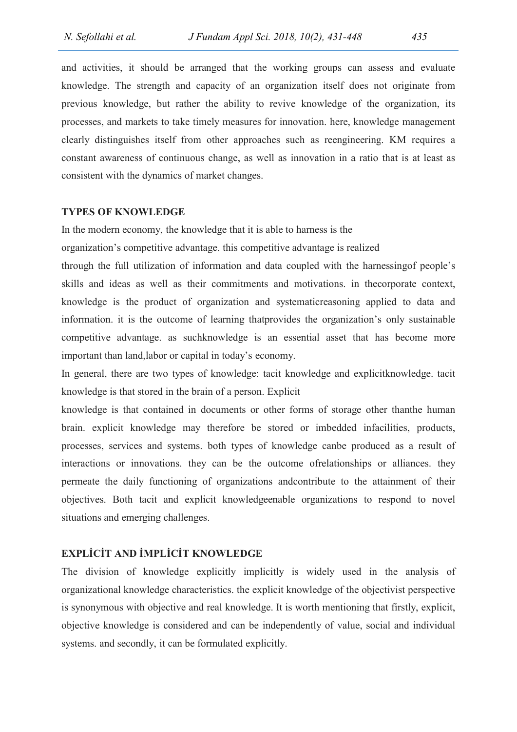and activities, it should be arranged that the working groups can assess and evaluate knowledge. The strength and capacity of an organization itself does not originate from previous knowledge, but rather the ability to revive knowledge of the organization, its processes, and markets to take timely measures for innovation. here, knowledge management clearly distinguishes itself from other approaches such as reengineering. KM requires a constant awareness of continuous change, as well as innovation in a ratio that is at least as consistent with the dynamics of market changes.

## TYPES OF KNOWLEDGE

In the modern economy, the knowledge that it is able to harness is the organization's competitive advantage. this competitive advantage is realized through the full utilization of information and data coupled with the harnessingof people's skills and ideas as well as their commitments and motivations. in thecorporate context, knowledge is the product of organization and systematicreasoning applied to data and information. it is the outcome of learning thatprovides the organization's only sustainable competitive advantage. as suchknowledge is an essential asset that has become more important than land,labor or capital in today's economy.

In general, there are two types of knowledge: tacit knowledge and explicitknowledge. tacit knowledge is that stored in the brain of a person. Explicit knowledge is that contained in documents or other forms of storage other thanthe human brain. explicit knowledge may therefore be stored or imbedded infacilities, products, processes, services and systems. both types of knowledge canbe produced as a result of interactions or innovations. they can be the outcome ofrelationships or alliances. they permeate the daily functioning of organizations andcontribute to the attainment of their objectives. Both tacit and explicit knowledgeenable organizations to respond to novel situations and emerging challenges.

## EXPLİCİT AND İMPLİCİT KNOWLEDGE

The division of knowledge explicitly implicitly is widely used in the analysis of organizational knowledge characteristics. the explicit knowledge of the objectivist perspective is synonymous with objective and real knowledge. It is worth mentioning that firstly, explicit, objective knowledge is considered and can be independently of value, social and individual systems. and secondly, it can be formulated explicitly.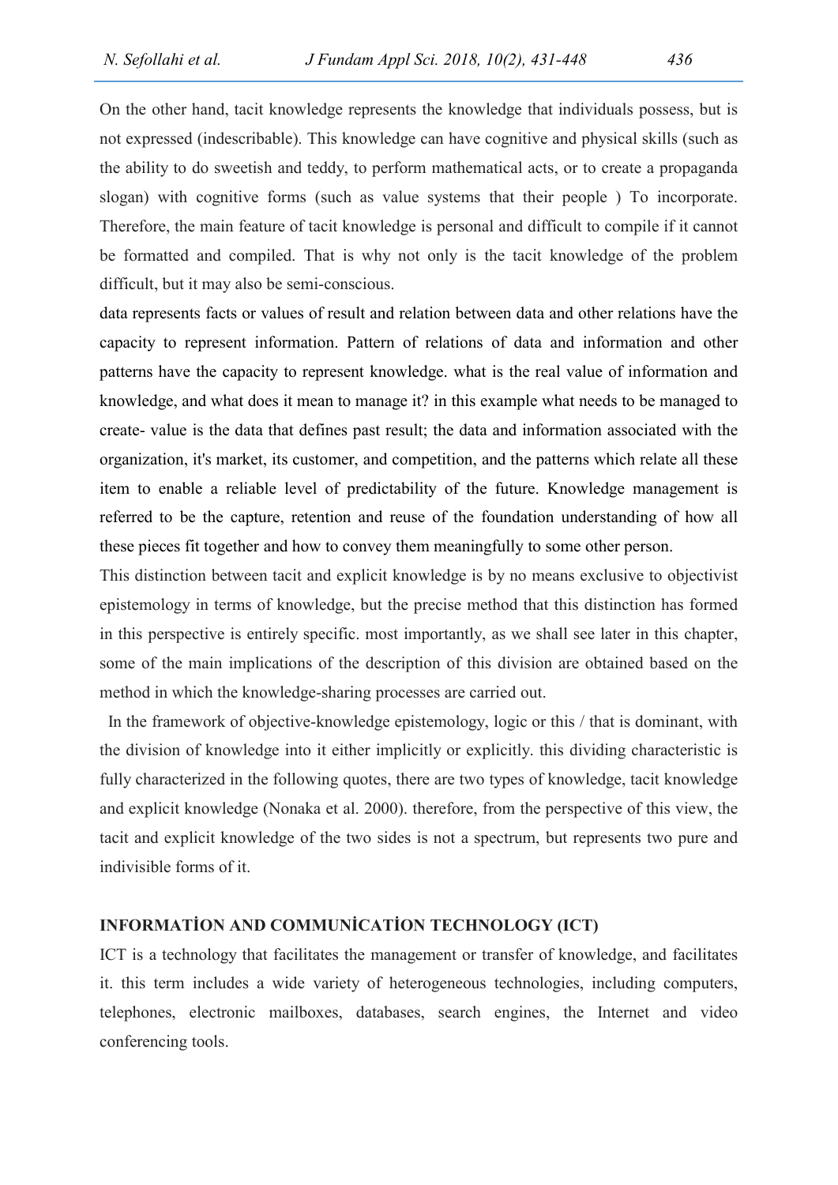On the other hand, tacit knowledge represents the knowledge that individuals possess, but is not expressed (indescribable). This knowledge can have cognitive and physical skills (such as the ability to do sweetish and teddy, to perform mathematical acts, or to create a propaganda slogan) with cognitive forms (such as value systems that their people ) To incorporate. Therefore, the main feature of tacit knowledge is personal and difficult to compile if it cannot be formatted and compiled. That is why not only is the tacit knowledge of the problem difficult, but it may also be semi-conscious.

data represents facts or values of result and relation between data and other relations have the capacity to represent information. Pattern of relations of data and information and other patterns have the capacity to represent knowledge. what is the real value of information and knowledge, and what does it mean to manage it? in this example what needs to be managed to create- value is the data that defines past result; the data and information associated with the organization, it's market, its customer, and competition, and the patterns which relate all these item to enable a reliable level of predictability of the future. Knowledge management is referred to be the capture, retention and reuse of the foundation understanding of how all these pieces fit together and how to convey them meaningfully to some other person.

This distinction between tacit and explicit knowledge is by no means exclusive to objectivist epistemology in terms of knowledge, but the precise method that this distinction has formed in this perspective is entirely specific. most importantly, as we shall see later in this chapter, some of the main implications of the description of this division are obtained based on the method in which the knowledge-sharing processes are carried out.

In the framework of objective-knowledge epistemology, logic or this / that is dominant, with the division of knowledge into it either implicitly or explicitly. this dividing characteristic is fully characterized in the following quotes, there are two types of knowledge, tacit knowledge and explicit knowledge (Nonaka et al. 2000). therefore, from the perspective of this view, the tacit and explicit knowledge of the two sides is not a spectrum, but represents two pure and indivisible forms of it.

## INFORMATİON AND COMMUNİCATİON TECHNOLOGY (ICT)

ICT is a technology that facilitates the management or transfer of knowledge, and facilitates it. this term includes a wide variety of heterogeneous technologies, including computers, telephones, electronic mailboxes, databases, search engines, the Internet and video conferencing tools.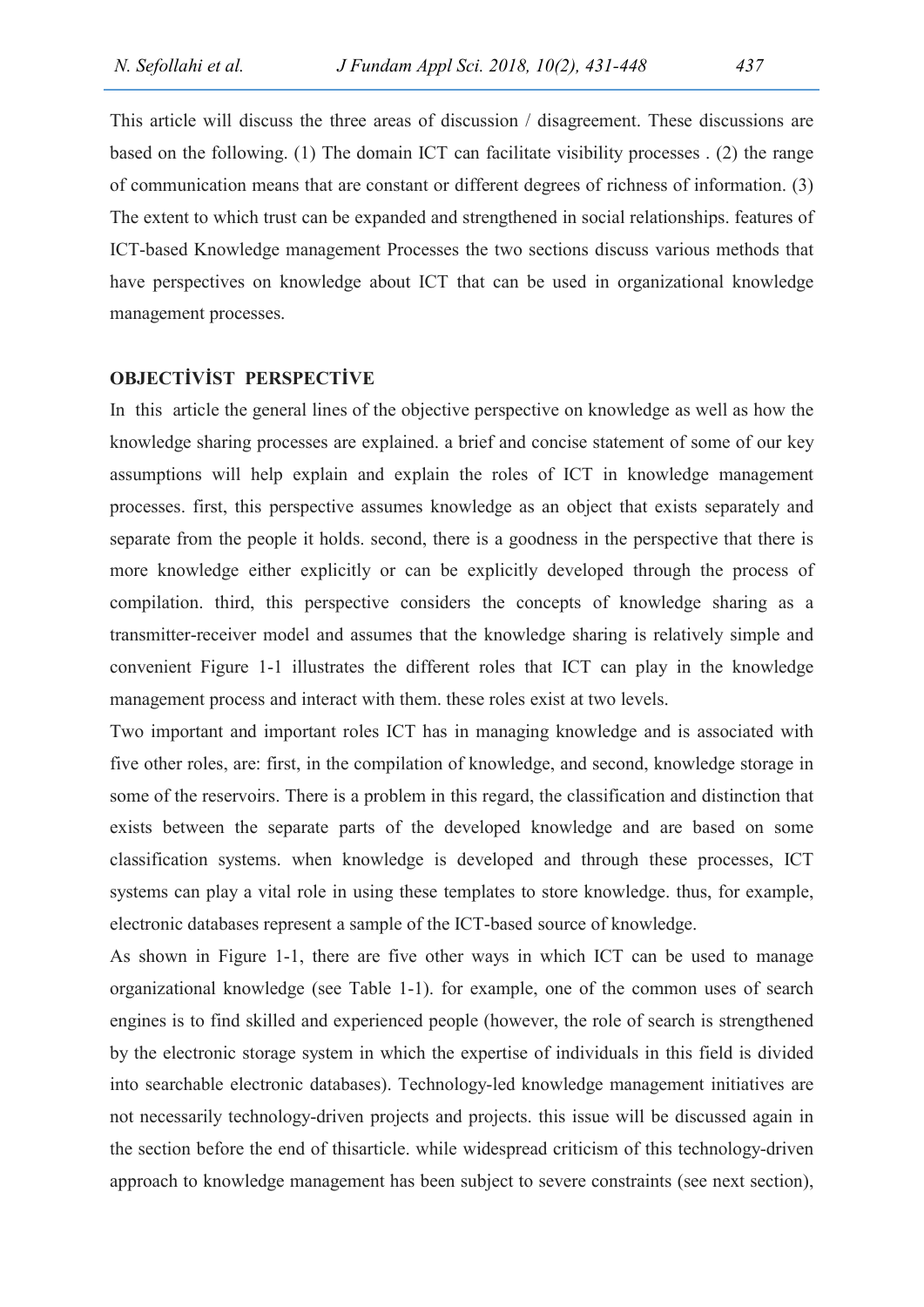This article will discuss the three areas of discussion / disagreement. These discussions are based on the following. (1) The domain ICT can facilitate visibility processes . (2) the range of communication means that are constant or different degrees of richness of information. (3) The extent to which trust can be expanded and strengthened in social relationships. features of ICT-based Knowledge management Processes the two sections discuss various methods that have perspectives on knowledge about ICT that can be used in organizational knowledge management processes.

## OBJECTİVİST PERSPECTİVE

In this article the general lines of the objective perspective on knowledge as well as how the knowledge sharing processes are explained. a brief and concise statement of some of our key assumptions will help explain and explain the roles of ICT in knowledge management processes. first, this perspective assumes knowledge as an object that exists separately and separate from the people it holds. second, there is a goodness in the perspective that there is more knowledge either explicitly or can be explicitly developed through the process of compilation. third, this perspective considers the concepts of knowledge sharing as a transmitter-receiver model and assumes that the knowledge sharing is relatively simple and convenient Figure 1-1 illustrates the different roles that ICT can play in the knowledge management process and interact with them. these roles exist at two levels.

Two important and important roles ICT has in managing knowledge and is associated with five other roles, are: first, in the compilation of knowledge, and second, knowledge storage in some of the reservoirs. There is a problem in this regard, the classification and distinction that exists between the separate parts of the developed knowledge and are based on some classification systems. when knowledge is developed and through these processes, ICT systems can play a vital role in using these templates to store knowledge. thus, for example, electronic databases represent a sample of the ICT-based source of knowledge.

As shown in Figure 1-1, there are five other ways in which ICT can be used to manage organizational knowledge (see Table 1-1). for example, one of the common uses of search engines is to find skilled and experienced people (however, the role of search is strengthened by the electronic storage system in which the expertise of individuals in this field is divided into searchable electronic databases). Technology-led knowledge management initiatives are not necessarily technology-driven projects and projects. this issue will be discussed again in the section before the end of thisarticle. while widespread criticism of this technology-driven approach to knowledge management has been subject to severe constraints (see next section),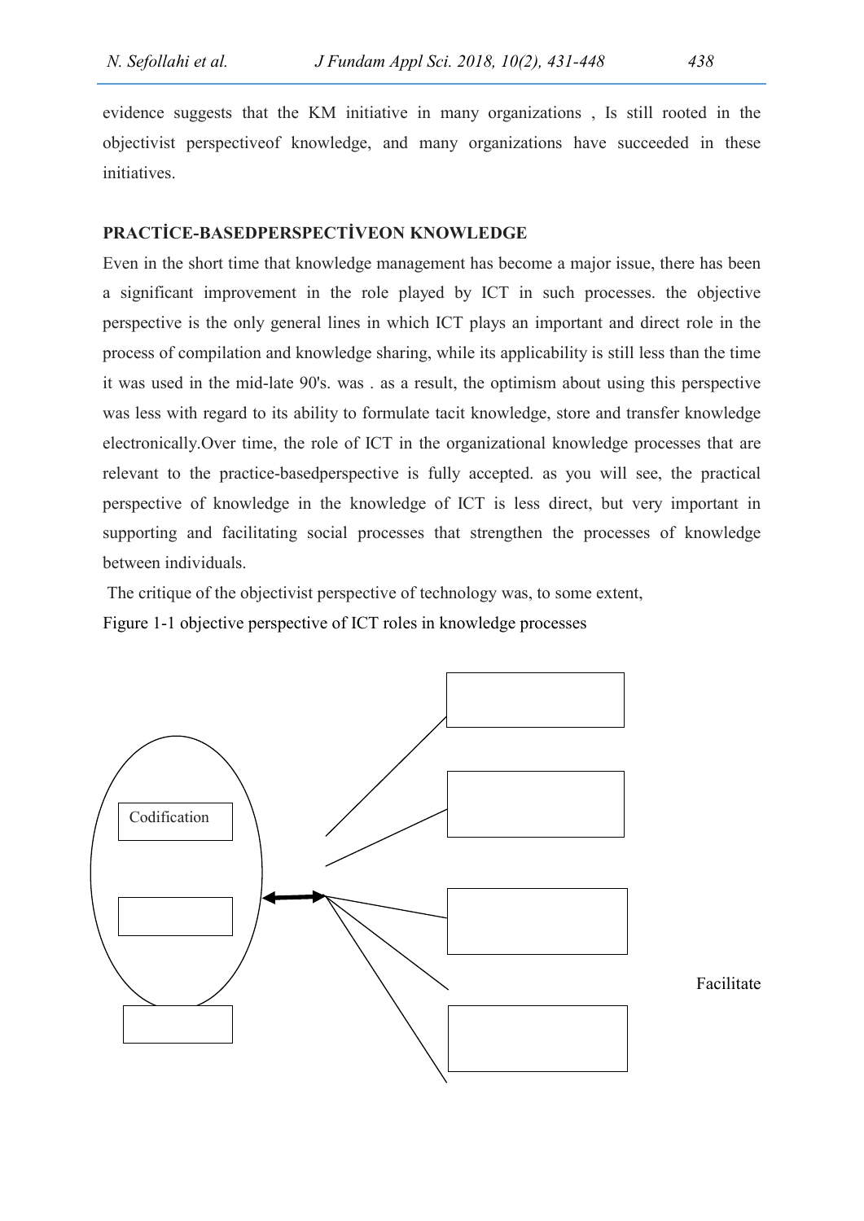evidence suggests that the KM initiative in many organizations , Is still rooted in the objectivist perspectiveof knowledge, and many organizations have succeeded in these initiatives.

## PRACTİCE-BASEDPERSPECTİVEON KNOWLEDGE

Even in the short time that knowledge management has become a major issue, there has been a significant improvement in the role played by ICT in such processes. the objective perspective is the only general lines in which ICT plays an important and direct role in the process of compilation and knowledge sharing, while its applicability is still less than the time it was used in the mid-late 90's. was . as a result, the optimism about using this perspective was less with regard to its ability to formulate tacit knowledge, store and transfer knowledge electronically.Over time, the role of ICT in the organizational knowledge processes that are relevant to the practice-basedperspective is fully accepted. as you will see, the practical perspective of knowledge in the knowledge of ICT is less direct, but very important in supporting and facilitating social processes that strengthen the processes of knowledge between individuals.

The critique of the objectivist perspective of technology was, to some extent,

Figure 1-1 objective perspective of ICT roles in knowledge processes

Codification

Facilitate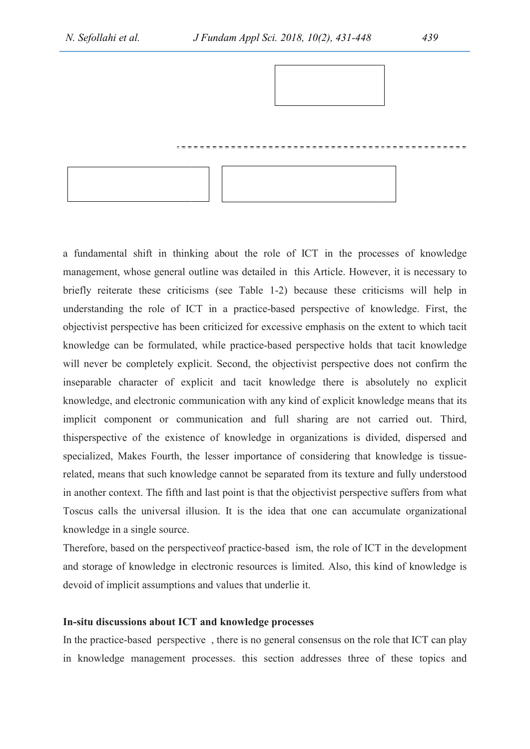a fundamental shift in thinking about the role of ICT in the processes of knowledge management, whose general outline was detailed in this Article. However, it is necessary to briefly reiterate these criticisms (see Table 1-2) because these criticisms will help in understanding the role of ICT in a practice-based perspective of knowledge. First, the objectivist perspective has been criticized for excessive emphasis on the extent to which tacit knowledge can be formulated, while practice-based perspective holds that tacit knowledge will never be completely explicit. Second, the objectivist perspective does not confirm the inseparable character of explicit and tacit knowledge there is absolutely no explicit knowledge, and electronic communication with any kind of explicit knowledge means that its implicit component or communication and full sharing are not carried out. Third, thisperspective of the existence of knowledge in organizations is divided, dispersed and specialized, Makes Fourth, the lesser importance of considering that knowledge is tissue-related, means that such knowledge cannot be separated from its texture and fully understood in another context. The fifth and last point is that the objectivist perspective suffers from what Toscus calls the universal illusion. It is the idea that one can accumulate organizational knowledge in a single source.

Therefore, based on the perspectiveof practice-based ism, the role of ICT in the development and storage of knowledge in electronic resources is limited. Also, this kind of knowledge is devoid of implicit assumptions and values that underlie it.

**In-situ discussions about ICT and knowledge processes**

In the practice-based perspective , there is no general consensus on the role that ICT can play in knowledge management processes. this section addresses three of these topics and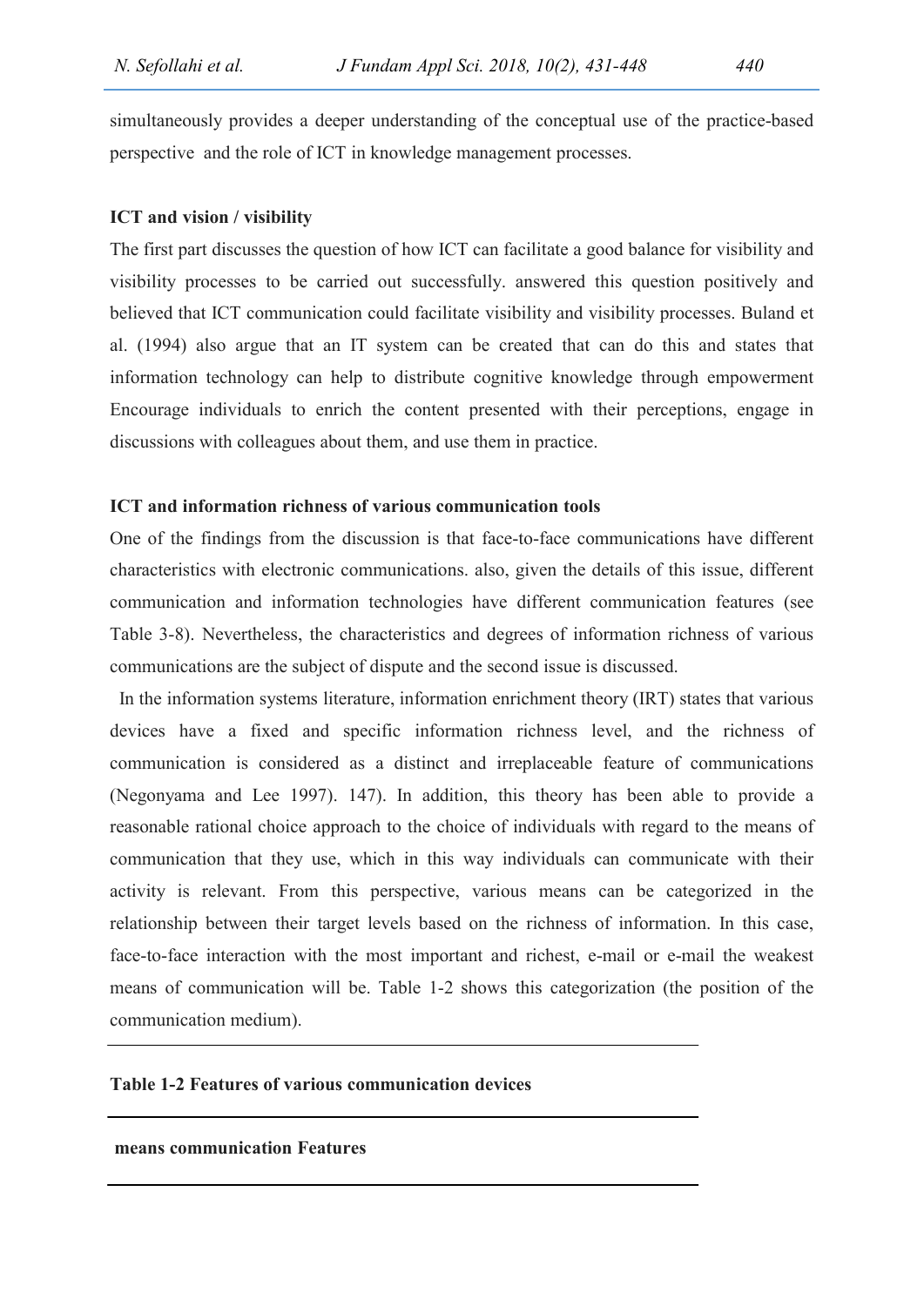simultaneously provides a deeper understanding of the conceptual use of the practice-based perspective and the role of ICT in knowledge management processes.

### ICT and vision / visibility

The first part discusses the question of how ICT can facilitate a good balance for visibility and visibility processes to be carried out successfully. answered this question positively and believed that ICT communication could facilitate visibility and visibility processes. Buland et al. (1994) also argue that an IT system can be created that can do this and states that information technology can help to distribute cognitive knowledge through empowerment Encourage individuals to enrich the content presented with their perceptions, engage in discussions with colleagues about them, and use them in practice.

### ICT and information richness of various communication tools

One of the findings from the discussion is that face-to-face communications have different characteristics with electronic communications. also, given the details of this issue, different communication and information technologies have different communication features (see Table 3-8). Nevertheless, the characteristics and degrees of information richness of various communications are the subject of dispute and the second issue is discussed.

In the information systems literature, information enrichment theory (IRT) states that various devices have a fixed and specific information richness level, and the richness of communication is considered as a distinct and irreplaceable feature of communications (Negonyama and Lee 1997). 147). In addition, this theory has been able to provide a reasonable rational choice approach to the choice of individuals with regard to the means of communication that they use, which in this way individuals can communicate with their activity is relevant. From this perspective, various means can be categorized in the relationship between their target levels based on the richness of information. In this case, face-to-face interaction with the most important and richest, e-mail or e-mail the weakest means of communication will be. Table 1-2 shows this categorization (the position of the communication medium).

**Table 1-2 Features of various communication devices**

| means communication | Features |
| --- | --- |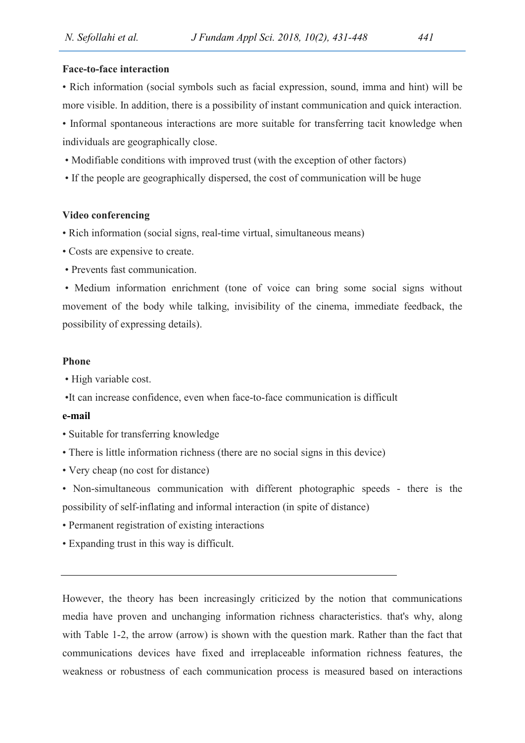**Face-to-face interaction**

• Rich information (social symbols such as facial expression, sound, imma and hint) will be more visible. In addition, there is a possibility of instant communication and quick interaction.

• Informal spontaneous interactions are more suitable for transferring tacit knowledge when individuals are geographically close.

• Modifiable conditions with improved trust (with the exception of other factors)

• If the people are geographically dispersed, the cost of communication will be huge

**Video conferencing**

• Rich information (social signs, real-time virtual, simultaneous means)

• Costs are expensive to create.

• Prevents fast communication.

• Medium information enrichment (tone of voice can bring some social signs without movement of the body while talking, invisibility of the cinema, immediate feedback, the possibility of expressing details).

**Phone**

• High variable cost.

•It can increase confidence, even when face-to-face communication is difficult

**e-mail**

• Suitable for transferring knowledge

• There is little information richness (there are no social signs in this device)

• Very cheap (no cost for distance)

• Non-simultaneous communication with different photographic speeds - there is the possibility of self-inflating and informal interaction (in spite of distance)

• Permanent registration of existing interactions

• Expanding trust in this way is difficult.

---

However, the theory has been increasingly criticized by the notion that communications media have proven and unchanging information richness characteristics. that's why, along with Table 1-2, the arrow (arrow) is shown with the question mark. Rather than the fact that communications devices have fixed and irreplaceable information richness features, the weakness or robustness of each communication process is measured based on interactions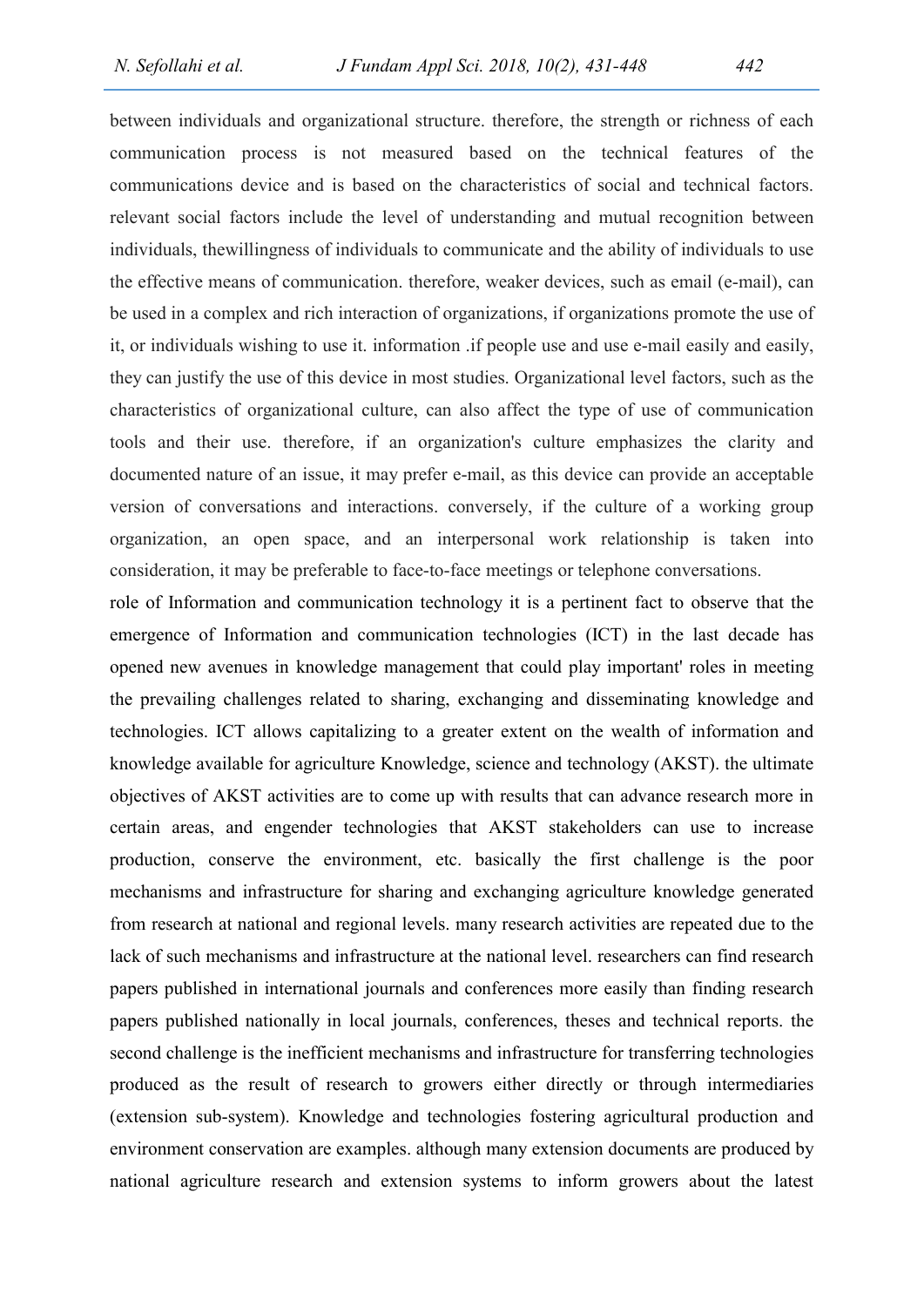between individuals and organizational structure. therefore, the strength or richness of each communication process is not measured based on the technical features of the communications device and is based on the characteristics of social and technical factors. relevant social factors include the level of understanding and mutual recognition between individuals, thewillingness of individuals to communicate and the ability of individuals to use the effective means of communication. therefore, weaker devices, such as email (e-mail), can be used in a complex and rich interaction of organizations, if organizations promote the use of it, or individuals wishing to use it. information .if people use and use e-mail easily and easily, they can justify the use of this device in most studies. Organizational level factors, such as the characteristics of organizational culture, can also affect the type of use of communication tools and their use. therefore, if an organization's culture emphasizes the clarity and documented nature of an issue, it may prefer e-mail, as this device can provide an acceptable version of conversations and interactions. conversely, if the culture of a working group organization, an open space, and an interpersonal work relationship is taken into consideration, it may be preferable to face-to-face meetings or telephone conversations.

role of Information and communication technology it is a pertinent fact to observe that the emergence of Information and communication technologies (ICT) in the last decade has opened new avenues in knowledge management that could play important' roles in meeting the prevailing challenges related to sharing, exchanging and disseminating knowledge and technologies. ICT allows capitalizing to a greater extent on the wealth of information and knowledge available for agriculture Knowledge, science and technology (AKST). the ultimate objectives of AKST activities are to come up with results that can advance research more in certain areas, and engender technologies that AKST stakeholders can use to increase production, conserve the environment, etc. basically the first challenge is the poor mechanisms and infrastructure for sharing and exchanging agriculture knowledge generated from research at national and regional levels. many research activities are repeated due to the lack of such mechanisms and infrastructure at the national level. researchers can find research papers published in international journals and conferences more easily than finding research papers published nationally in local journals, conferences, theses and technical reports. the second challenge is the inefficient mechanisms and infrastructure for transferring technologies produced as the result of research to growers either directly or through intermediaries (extension sub-system). Knowledge and technologies fostering agricultural production and environment conservation are examples. although many extension documents are produced by national agriculture research and extension systems to inform growers about the latest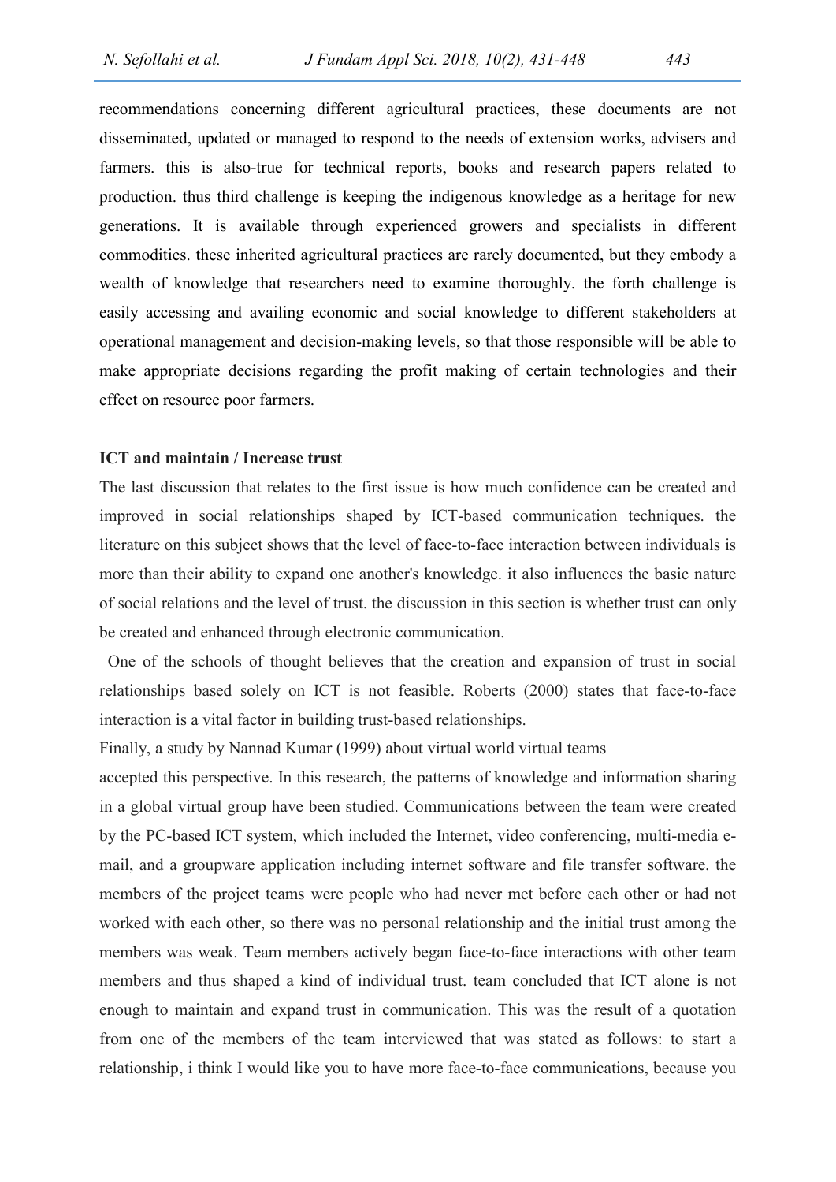recommendations concerning different agricultural practices, these documents are not disseminated, updated or managed to respond to the needs of extension works, advisers and farmers. this is also-true for technical reports, books and research papers related to production. thus third challenge is keeping the indigenous knowledge as a heritage for new generations. It is available through experienced growers and specialists in different commodities. these inherited agricultural practices are rarely documented, but they embody a wealth of knowledge that researchers need to examine thoroughly. the forth challenge is easily accessing and availing economic and social knowledge to different stakeholders at operational management and decision-making levels, so that those responsible will be able to make appropriate decisions regarding the profit making of certain technologies and their effect on resource poor farmers.

**ICT and maintain / Increase trust**

The last discussion that relates to the first issue is how much confidence can be created and improved in social relationships shaped by ICT-based communication techniques. the literature on this subject shows that the level of face-to-face interaction between individuals is more than their ability to expand one another's knowledge. it also influences the basic nature of social relations and the level of trust. the discussion in this section is whether trust can only be created and enhanced through electronic communication.

One of the schools of thought believes that the creation and expansion of trust in social relationships based solely on ICT is not feasible. Roberts (2000) states that face-to-face interaction is a vital factor in building trust-based relationships.

Finally, a study by Nannad Kumar (1999) about virtual world virtual teams accepted this perspective. In this research, the patterns of knowledge and information sharing in a global virtual group have been studied. Communications between the team were created by the PC-based ICT system, which included the Internet, video conferencing, multi-media e-mail, and a groupware application including internet software and file transfer software. the members of the project teams were people who had never met before each other or had not worked with each other, so there was no personal relationship and the initial trust among the members was weak. Team members actively began face-to-face interactions with other team members and thus shaped a kind of individual trust. team concluded that ICT alone is not enough to maintain and expand trust in communication. This was the result of a quotation from one of the members of the team interviewed that was stated as follows: to start a relationship, i think I would like you to have more face-to-face communications, because you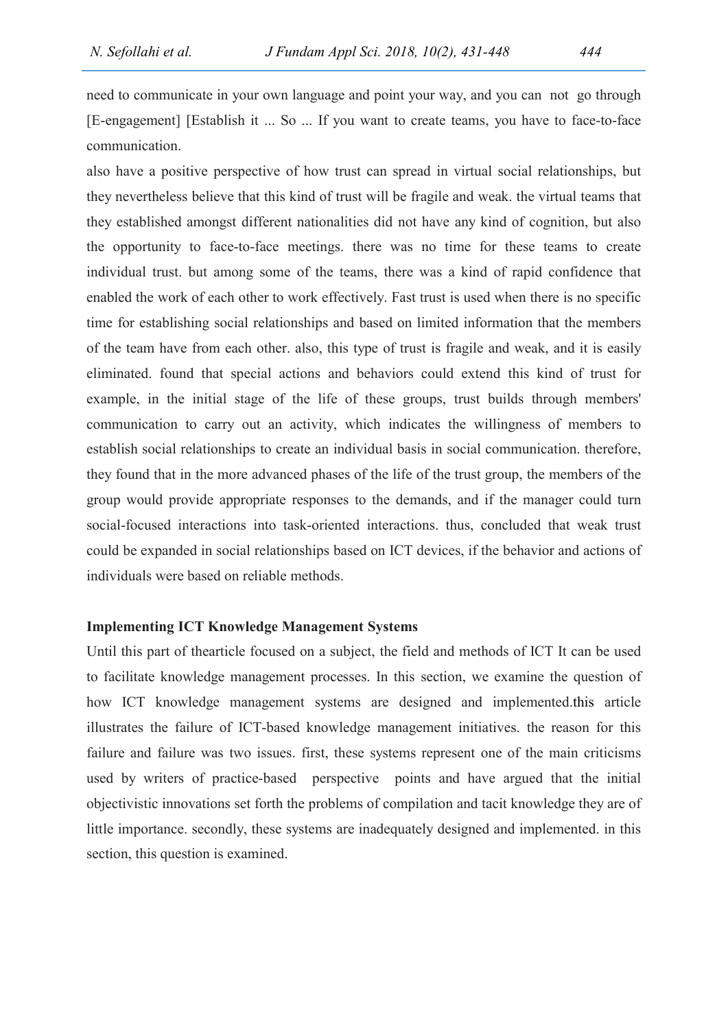need to communicate in your own language and point your way, and you can not go through [E-engagement] [Establish it ... So ... If you want to create teams, you have to face-to-face communication.

also have a positive perspective of how trust can spread in virtual social relationships, but they nevertheless believe that this kind of trust will be fragile and weak. the virtual teams that they established amongst different nationalities did not have any kind of cognition, but also the opportunity to face-to-face meetings. there was no time for these teams to create individual trust. but among some of the teams, there was a kind of rapid confidence that enabled the work of each other to work effectively. Fast trust is used when there is no specific time for establishing social relationships and based on limited information that the members of the team have from each other. also, this type of trust is fragile and weak, and it is easily eliminated. found that special actions and behaviors could extend this kind of trust for example, in the initial stage of the life of these groups, trust builds through members' communication to carry out an activity, which indicates the willingness of members to establish social relationships to create an individual basis in social communication. therefore, they found that in the more advanced phases of the life of the trust group, the members of the group would provide appropriate responses to the demands, and if the manager could turn social-focused interactions into task-oriented interactions. thus, concluded that weak trust could be expanded in social relationships based on ICT devices, if the behavior and actions of individuals were based on reliable methods.

**Implementing ICT Knowledge Management Systems**

Until this part of thearticle focused on a subject, the field and methods of ICT It can be used to facilitate knowledge management processes. In this section, we examine the question of how ICT knowledge management systems are designed and implemented.this article illustrates the failure of ICT-based knowledge management initiatives. the reason for this failure and failure was two issues. first, these systems represent one of the main criticisms used by writers of practice-based perspective points and have argued that the initial objectivistic innovations set forth the problems of compilation and tacit knowledge they are of little importance. secondly, these systems are inadequately designed and implemented. in this section, this question is examined.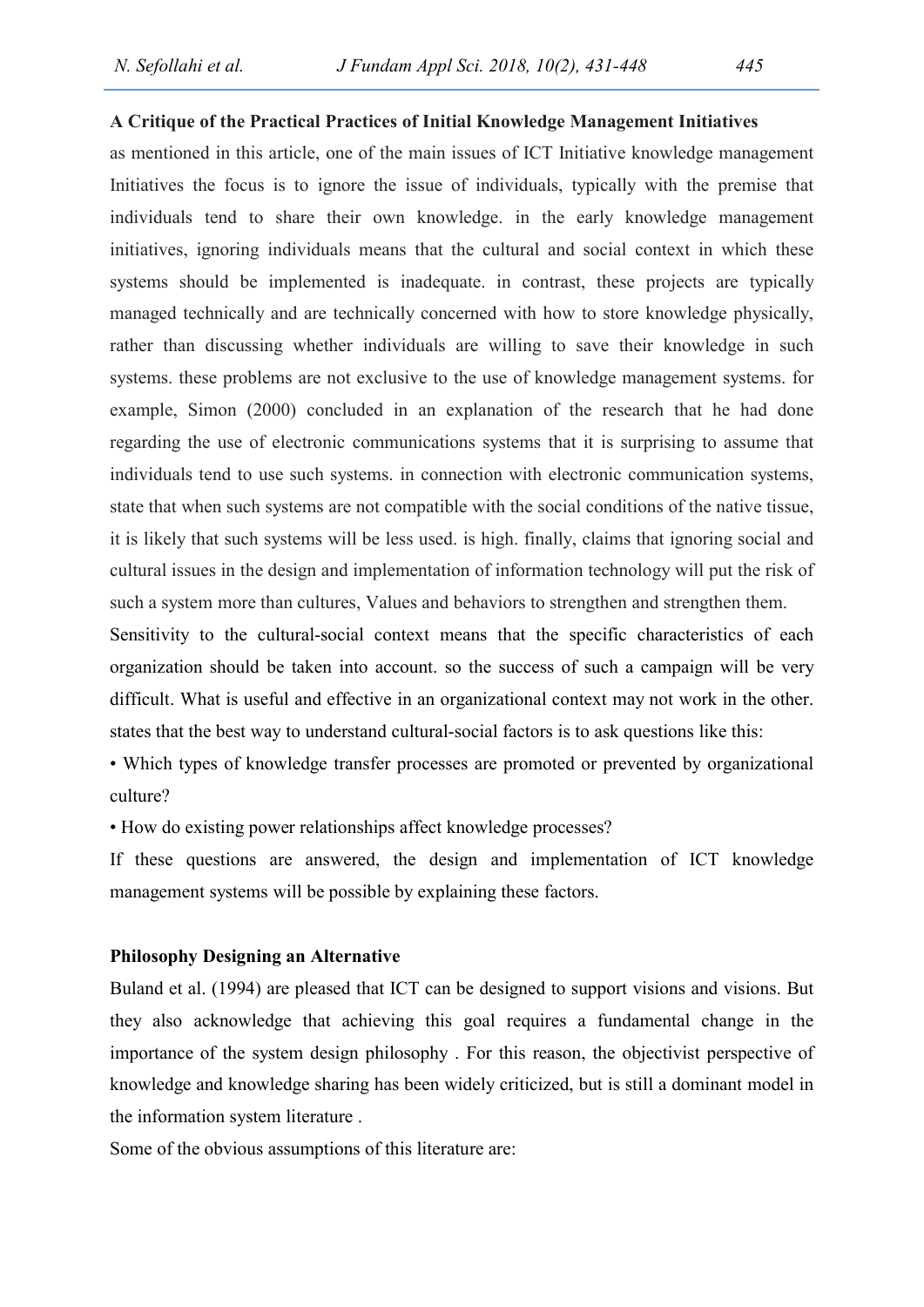**A Critique of the Practical Practices of Initial Knowledge Management Initiatives**

as mentioned in this article, one of the main issues of ICT Initiative knowledge management Initiatives the focus is to ignore the issue of individuals, typically with the premise that individuals tend to share their own knowledge. in the early knowledge management initiatives, ignoring individuals means that the cultural and social context in which these systems should be implemented is inadequate. in contrast, these projects are typically managed technically and are technically concerned with how to store knowledge physically, rather than discussing whether individuals are willing to save their knowledge in such systems. these problems are not exclusive to the use of knowledge management systems. for example, Simon (2000) concluded in an explanation of the research that he had done regarding the use of electronic communications systems that it is surprising to assume that individuals tend to use such systems. in connection with electronic communication systems, state that when such systems are not compatible with the social conditions of the native tissue, it is likely that such systems will be less used. is high. finally, claims that ignoring social and cultural issues in the design and implementation of information technology will put the risk of such a system more than cultures, Values and behaviors to strengthen and strengthen them.

Sensitivity to the cultural-social context means that the specific characteristics of each organization should be taken into account. so the success of such a campaign will be very difficult. What is useful and effective in an organizational context may not work in the other. states that the best way to understand cultural-social factors is to ask questions like this:

- Which types of knowledge transfer processes are promoted or prevented by organizational culture?
- How do existing power relationships affect knowledge processes?

If these questions are answered, the design and implementation of ICT knowledge management systems will be possible by explaining these factors.

**Philosophy Designing an Alternative**

Buland et al. (1994) are pleased that ICT can be designed to support visions and visions. But they also acknowledge that achieving this goal requires a fundamental change in the importance of the system design philosophy . For this reason, the objectivist perspective of knowledge and knowledge sharing has been widely criticized, but is still a dominant model in the information system literature .

Some of the obvious assumptions of this literature are: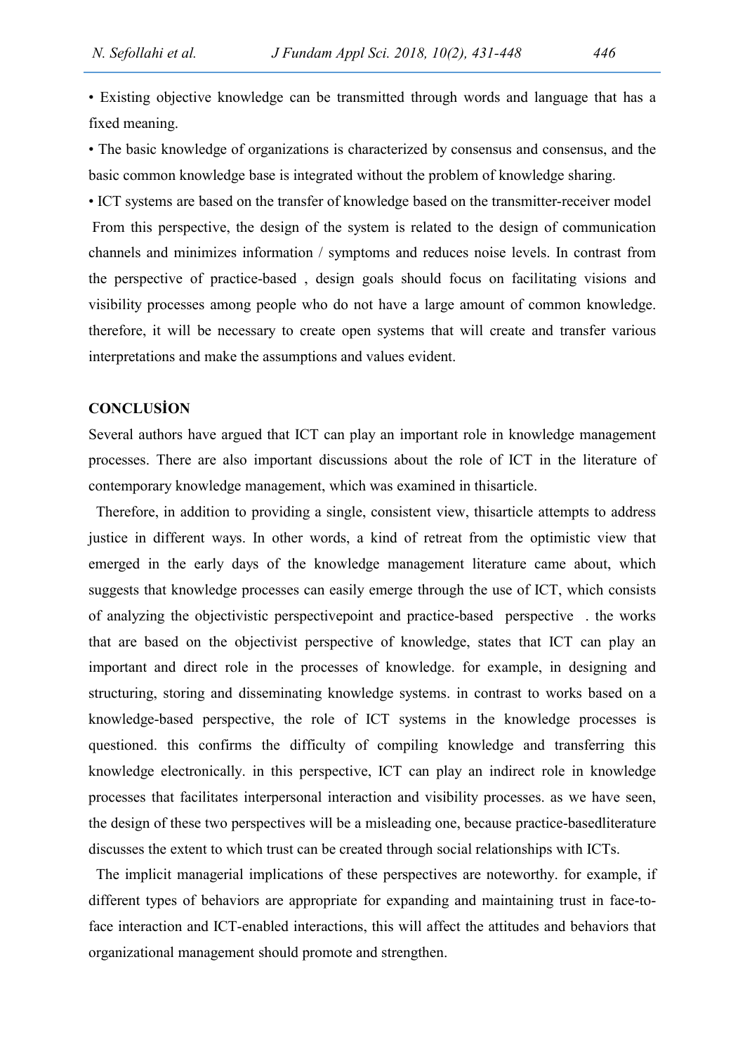• Existing objective knowledge can be transmitted through words and language that has a fixed meaning.

• The basic knowledge of organizations is characterized by consensus and consensus, and the basic common knowledge base is integrated without the problem of knowledge sharing.

• ICT systems are based on the transfer of knowledge based on the transmitter-receiver model

From this perspective, the design of the system is related to the design of communication channels and minimizes information / symptoms and reduces noise levels. In contrast from the perspective of practice-based , design goals should focus on facilitating visions and visibility processes among people who do not have a large amount of common knowledge. therefore, it will be necessary to create open systems that will create and transfer various interpretations and make the assumptions and values evident.

## CONCLUSİON

Several authors have argued that ICT can play an important role in knowledge management processes. There are also important discussions about the role of ICT in the literature of contemporary knowledge management, which was examined in thisarticle.

Therefore, in addition to providing a single, consistent view, thisarticle attempts to address justice in different ways. In other words, a kind of retreat from the optimistic view that emerged in the early days of the knowledge management literature came about, which suggests that knowledge processes can easily emerge through the use of ICT, which consists of analyzing the objectivistic perspectivepoint and practice-based perspective . the works that are based on the objectivist perspective of knowledge, states that ICT can play an important and direct role in the processes of knowledge. for example, in designing and structuring, storing and disseminating knowledge systems. in contrast to works based on a knowledge-based perspective, the role of ICT systems in the knowledge processes is questioned. this confirms the difficulty of compiling knowledge and transferring this knowledge electronically. in this perspective, ICT can play an indirect role in knowledge processes that facilitates interpersonal interaction and visibility processes. as we have seen, the design of these two perspectives will be a misleading one, because practice-basedliterature discusses the extent to which trust can be created through social relationships with ICTs.

The implicit managerial implications of these perspectives are noteworthy. for example, if different types of behaviors are appropriate for expanding and maintaining trust in face-to-face interaction and ICT-enabled interactions, this will affect the attitudes and behaviors that organizational management should promote and strengthen.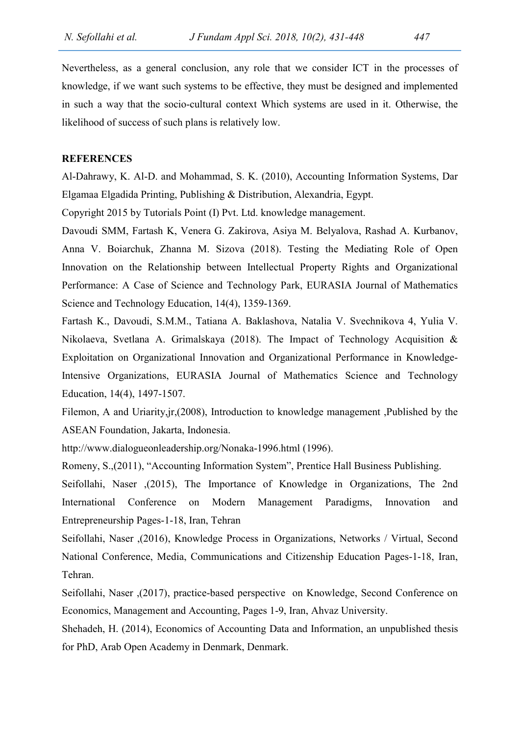Nevertheless, as a general conclusion, any role that we consider ICT in the processes of knowledge, if we want such systems to be effective, they must be designed and implemented in such a way that the socio-cultural context Which systems are used in it. Otherwise, the likelihood of success of such plans is relatively low.

## REFERENCES

Al-Dahrawy, K. Al-D. and Mohammad, S. K. (2010), Accounting Information Systems, Dar Elgamaa Elgadida Printing, Publishing & Distribution, Alexandria, Egypt.

Copyright 2015 by Tutorials Point (I) Pvt. Ltd. knowledge management.

Davoudi SMM, Fartash K, Venera G. Zakirova, Asiya M. Belyalova, Rashad A. Kurbanov, Anna V. Boiarchuk, Zhanna M. Sizova (2018). Testing the Mediating Role of Open Innovation on the Relationship between Intellectual Property Rights and Organizational Performance: A Case of Science and Technology Park, EURASIA Journal of Mathematics Science and Technology Education, 14(4), 1359-1369.

Fartash K., Davoudi, S.M.M., Tatiana A. Baklashova, Natalia V. Svechnikova 4, Yulia V. Nikolaeva, Svetlana A. Grimalskaya (2018). The Impact of Technology Acquisition & Exploitation on Organizational Innovation and Organizational Performance in Knowledge-Intensive Organizations, EURASIA Journal of Mathematics Science and Technology Education, 14(4), 1497-1507.

Filemon, A and Uriarity,jr,(2008), Introduction to knowledge management ,Published by the ASEAN Foundation, Jakarta, Indonesia.

http://www.dialogueonleadership.org/Nonaka-1996.html (1996).

Romeny, S.,(2011), "Accounting Information System", Prentice Hall Business Publishing.

Seifollahi, Naser ,(2015), The Importance of Knowledge in Organizations, The 2nd International Conference on Modern Management Paradigms, Innovation and Entrepreneurship Pages-1-18, Iran, Tehran

Seifollahi, Naser ,(2016), Knowledge Process in Organizations, Networks / Virtual, Second National Conference, Media, Communications and Citizenship Education Pages-1-18, Iran, Tehran.

Seifollahi, Naser ,(2017), practice-based perspective on Knowledge, Second Conference on Economics, Management and Accounting, Pages 1-9, Iran, Ahvaz University.

Shehadeh, H. (2014), Economics of Accounting Data and Information, an unpublished thesis for PhD, Arab Open Academy in Denmark, Denmark.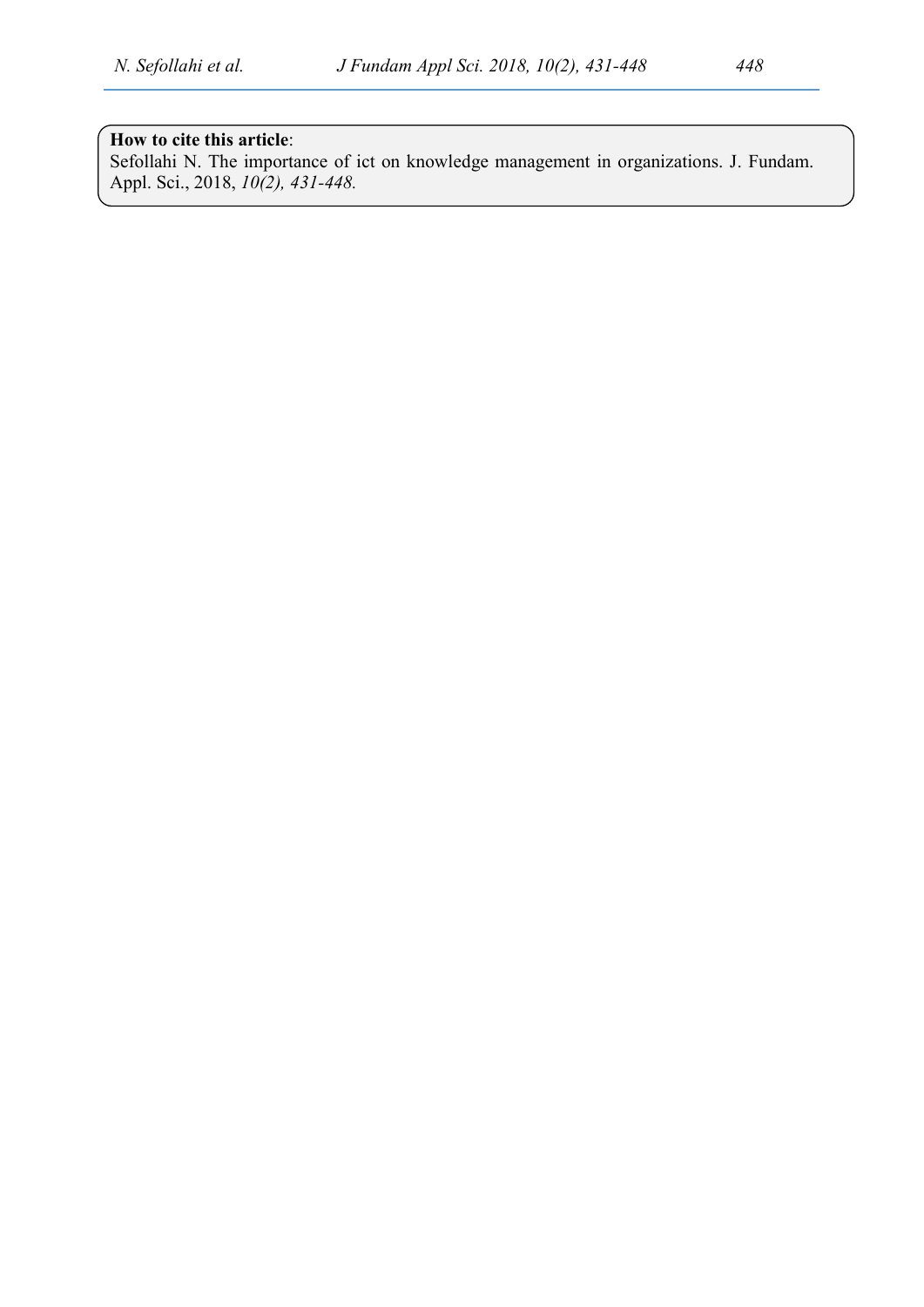**How to cite this article**:
Sefollahi N. The importance of ict on knowledge management in organizations. J. Fundam. Appl. Sci., 2018, *10(2), 431-448.*